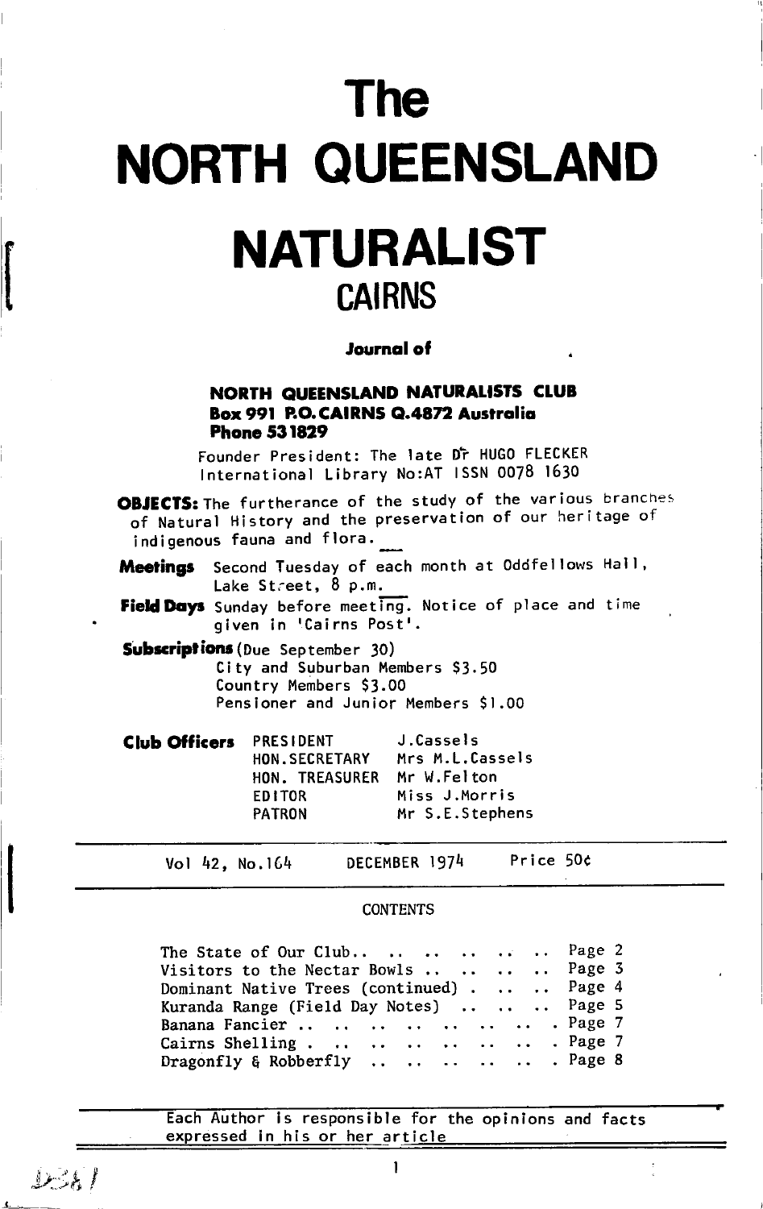# The NORTH QUEENSLAND NATURALIST

## CAIRNS

**Journal of**

**NORTH QUEENSLAND NATURALISTS CLUB**
**Box 991 P.O. CAIRNS Q.4872 Australia**
**Phone 531829**

Founder President: The late Dr HUGO FLECKER
International Library No:AT ISSN 0078 1630

**OBJECTS:** The furtherance of the study of the various branches of Natural History and the preservation of our heritage of indigenous fauna and flora.

**Meetings** Second Tuesday of each month at Oddfellows Hall, Lake Street, 8 p.m.

**Field Days** Sunday before meeting. Notice of place and time given in 'Cairns Post'.

**Subscriptions** (Due September 30)
City and Suburban Members $3.50
Country Members $3.00
Pensioner and Junior Members $1.00

**Club Officers**

| | |
|---|---|
| PRESIDENT | J.Cassels |
| HON.SECRETARY | Mrs M.L.Cassels |
| HON. TREASURER | Mr W.Felton |
| EDITOR | Miss J.Morris |
| PATRON | Mr S.E.Stephens |

Vol 42, No.164 DECEMBER 1974 Price 50¢

CONTENTS

| | |
|---|---|
| The State of Our Club | Page 2 |
| Visitors to the Nectar Bowls | Page 3 |
| Dominant Native Trees (continued) | Page 4 |
| Kuranda Range (Field Day Notes) | Page 5 |
| Banana Fancier | Page 7 |
| Cairns Shelling | Page 7 |
| Dragonfly & Robberfly | Page 8 |

Each Author is responsible for the opinions and facts expressed in his or her article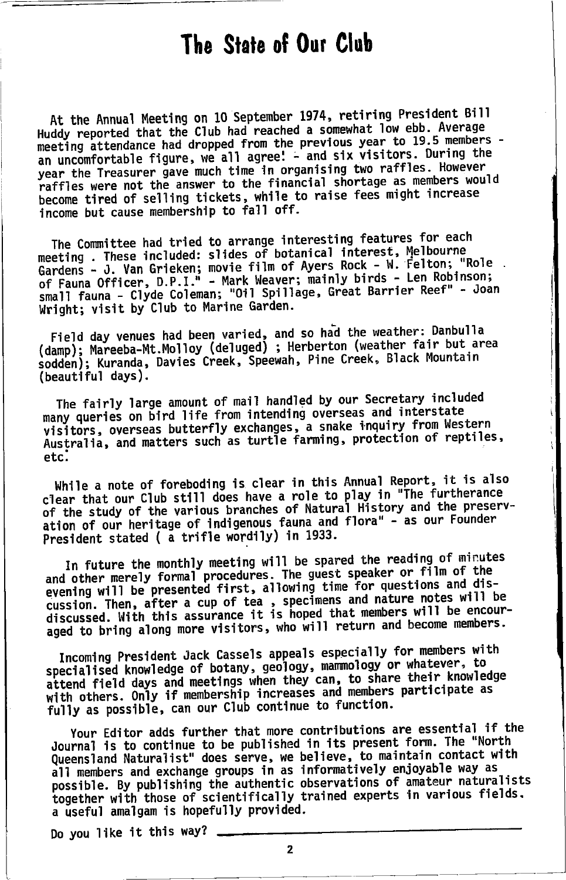# The State of Our Club

At the Annual Meeting on 10 September 1974, retiring President Bill Huddy reported that the Club had reached a somewhat low ebb. Average meeting attendance had dropped from the previous year to 19.5 members - an uncomfortable figure, we all agree! - and six visitors. During the year the Treasurer gave much time in organising two raffles. However raffles were not the answer to the financial shortage as members would become tired of selling tickets, while to raise fees might increase income but cause membership to fall off.

The Committee had tried to arrange interesting features for each meeting . These included: slides of botanical interest, Melbourne Gardens - J. Van Grieken; movie film of Ayers Rock - W. Felton; "Role of Fauna Officer, D.P.I." - Mark Weaver; mainly birds - Len Robinson; small fauna - Clyde Coleman; "Oil Spillage, Great Barrier Reef" - Joan Wright; visit by Club to Marine Garden.

Field day venues had been varied, and so had the weather: Danbulla (damp); Mareeba-Mt.Molloy (deluged) ; Herberton (weather fair but area sodden); Kuranda, Davies Creek, Speewah, Pine Creek, Black Mountain (beautiful days).

The fairly large amount of mail handled by our Secretary included many queries on bird life from intending overseas and interstate visitors, overseas butterfly exchanges, a snake inquiry from Western Australia, and matters such as turtle farming, protection of reptiles, etc.

While a note of foreboding is clear in this Annual Report, it is also clear that our Club still does have a role to play in "The furtherance of the study of the various branches of Natural History and the preservation of our heritage of indigenous fauna and flora" - as our Founder President stated ( a trifle wordily) in 1933.

In future the monthly meeting will be spared the reading of minutes and other merely formal procedures. The guest speaker or film of the evening will be presented first, allowing time for questions and discussion. Then, after a cup of tea , specimens and nature notes will be discussed. With this assurance it is hoped that members will be encouraged to bring along more visitors, who will return and become members.

Incoming President Jack Cassels appeals especially for members with specialised knowledge of botany, geology, mammology or whatever, to attend field days and meetings when they can, to share their knowledge with others. Only if membership increases and members participate as fully as possible, can our Club continue to function.

Your Editor adds further that more contributions are essential if the Journal is to continue to be published in its present form. The "North Queensland Naturalist" does serve, we believe, to maintain contact with all members and exchange groups in as informatively enjoyable way as possible. By publishing the authentic observations of amateur naturalists together with those of scientifically trained experts in various fields. a useful amalgam is hopefully provided.

Do you like it this way? ______________________________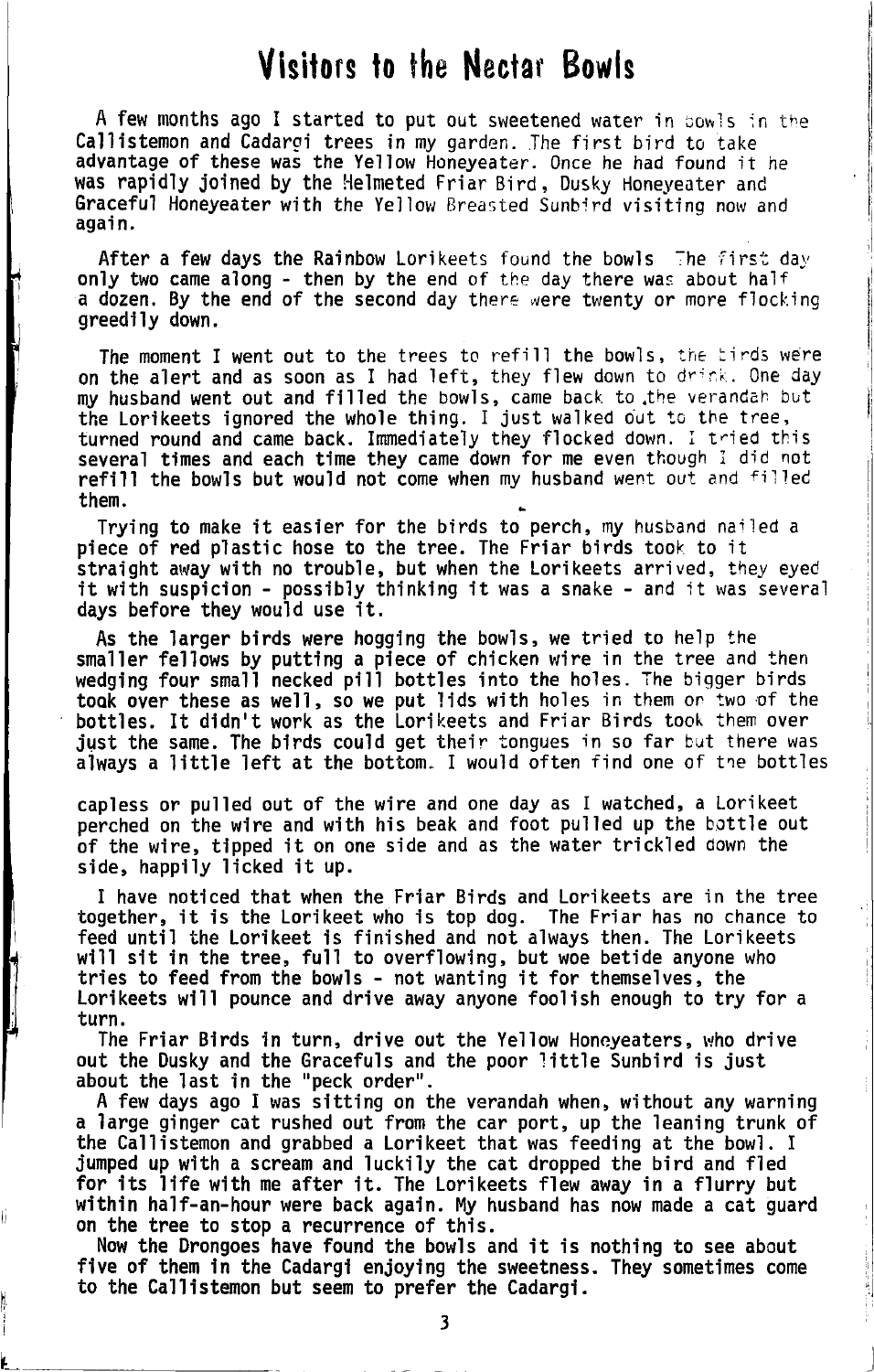# Visitors to the Nectar Bowls

A few months ago I started to put out sweetened water in bowls in the Callistemon and Cadargi trees in my garden. The first bird to take advantage of these was the Yellow Honeyeater. Once he had found it he was rapidly joined by the Helmeted Friar Bird, Dusky Honeyeater and Graceful Honeyeater with the Yellow Breasted Sunbird visiting now and again.

After a few days the Rainbow Lorikeets found the bowls The first day only two came along - then by the end of the day there was about half a dozen. By the end of the second day there were twenty or more flocking greedily down.

The moment I went out to the trees to refill the bowls, the birds were on the alert and as soon as I had left, they flew down to drink. One day my husband went out and filled the bowls, came back to the verandah but the Lorikeets ignored the whole thing. I just walked out to the tree, turned round and came back. Immediately they flocked down. I tried this several times and each time they came down for me even though I did not refill the bowls but would not come when my husband went out and filled them.

Trying to make it easier for the birds to perch, my husband nailed a piece of red plastic hose to the tree. The Friar birds took to it straight away with no trouble, but when the Lorikeets arrived, they eyed it with suspicion - possibly thinking it was a snake - and it was several days before they would use it.

As the larger birds were hogging the bowls, we tried to help the smaller fellows by putting a piece of chicken wire in the tree and then wedging four small necked pill bottles into the holes. The bigger birds took over these as well, so we put lids with holes in them on two of the bottles. It didn't work as the Lorikeets and Friar Birds took them over just the same. The birds could get their tongues in so far but there was always a little left at the bottom. I would often find one of the bottles capless or pulled out of the wire and one day as I watched, a Lorikeet perched on the wire and with his beak and foot pulled up the bottle out of the wire, tipped it on one side and as the water trickled down the side, happily licked it up.

I have noticed that when the Friar Birds and Lorikeets are in the tree together, it is the Lorikeet who is top dog. The Friar has no chance to feed until the Lorikeet is finished and not always then. The Lorikeets will sit in the tree, full to overflowing, but woe betide anyone who tries to feed from the bowls - not wanting it for themselves, the Lorikeets will pounce and drive away anyone foolish enough to try for a turn.

The Friar Birds in turn, drive out the Yellow Honeyeaters, who drive out the Dusky and the Gracefuls and the poor little Sunbird is just about the last in the "peck order".

A few days ago I was sitting on the verandah when, without any warning a large ginger cat rushed out from the car port, up the leaning trunk of the Callistemon and grabbed a Lorikeet that was feeding at the bowl. I jumped up with a scream and luckily the cat dropped the bird and fled for its life with me after it. The Lorikeets flew away in a flurry but within half-an-hour were back again. My husband has now made a cat guard on the tree to stop a recurrence of this.

Now the Drongoes have found the bowls and it is nothing to see about five of them in the Cadargi enjoying the sweetness. They sometimes come to the Callistemon but seem to prefer the Cadargi.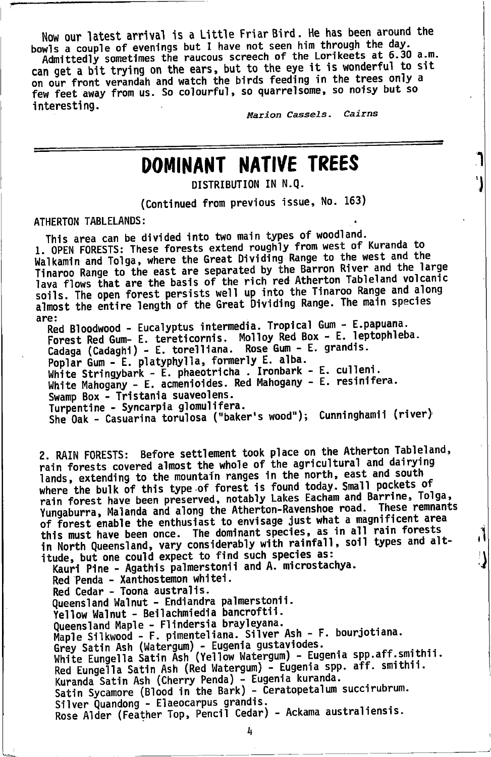Now our latest arrival is a Little Friar Bird. He has been around the bowls a couple of evenings but I have not seen him through the day.

Admittedly sometimes the raucous screech of the Lorikeets at 6.30 a.m. can get a bit trying on the ears, but to the eye it is wonderful to sit on our front verandah and watch the birds feeding in the trees only a few feet away from us. So colourful, so quarrelsome, so noisy but so interesting.

*Marion Cassels. Cairns*

---

# DOMINANT NATIVE TREES

DISTRIBUTION IN N.Q.

(Continued from previous issue, No. 163)

ATHERTON TABLELANDS:

This area can be divided into two main types of woodland.

1. OPEN FORESTS: These forests extend roughly from west of Kuranda to Walkamin and Tolga, where the Great Dividing Range to the west and the Tinaroo Range to the east are separated by the Barron River and the large lava flows that are the basis of the rich red Atherton Tableland volcanic soils. The open forest persists well up into the Tinaroo Range and along almost the entire length of the Great Dividing Range. The main species are:

Red Bloodwood - Eucalyptus intermedia. Tropical Gum - E.papuana.
Forest Red Gum- E. tereticornis. Molloy Red Box - E. leptophleba.
Cadaga (Cadaghi) - E. torelliana. Rose Gum - E. grandis.
Poplar Gum - E. platyphylla, formerly E. alba.
White Stringybark - E. phaeotricha . Ironbark - E. culleni.
White Mahogany - E. acmenioides. Red Mahogany - E. resinifera.
Swamp Box - Tristania suaveolens.
Turpentine - Syncarpia glomulifera.
She Oak - Casuarina torulosa ("baker's wood"); Cunninghamii (river)

2. RAIN FORESTS: Before settlement took place on the Atherton Tableland, rain forests covered almost the whole of the agricultural and dairying lands, extending to the mountain ranges in the north, east and south where the bulk of this type of forest is found today. Small pockets of rain forest have been preserved, notably Lakes Eacham and Barrine, Tolga, Yungaburra, Malanda and along the Atherton-Ravenshoe road. These remnants of forest enable the enthusiast to envisage just what a magnificent area this must have been once. The dominant species, as in all rain forests in North Queensland, vary considerably with rainfall, soil types and altitude, but one could expect to find such species as:

Kauri Pine - Agathis palmerstonii and A. microstachya.
Red Penda - Xanthostemon whitei.
Red Cedar - Toona australis.
Queensland Walnut - Endiandra palmerstonii.
Yellow Walnut - Beilachmiedia bancroftii.
Queensland Maple - Flindersia brayleyana.
Maple Silkwood - F. pimenteliana. Silver Ash - F. bourjotiana.
Grey Satin Ash (Watergum) - Eugenia gustaviodes.
White Eungella Satin Ash (Yellow Watergum) - Eugenia spp.aff.smithii.
Red Eungella Satin Ash (Red Watergum) - Eugenia spp. aff. smithii.
Kuranda Satin Ash (Cherry Penda) - Eugenia kuranda.
Satin Sycamore (Blood in the Bark) - Ceratopetalum succirubrum.
Silver Quandong - Elaeocarpus grandis.
Rose Alder (Feather Top, Pencil Cedar) - Ackama australiensis.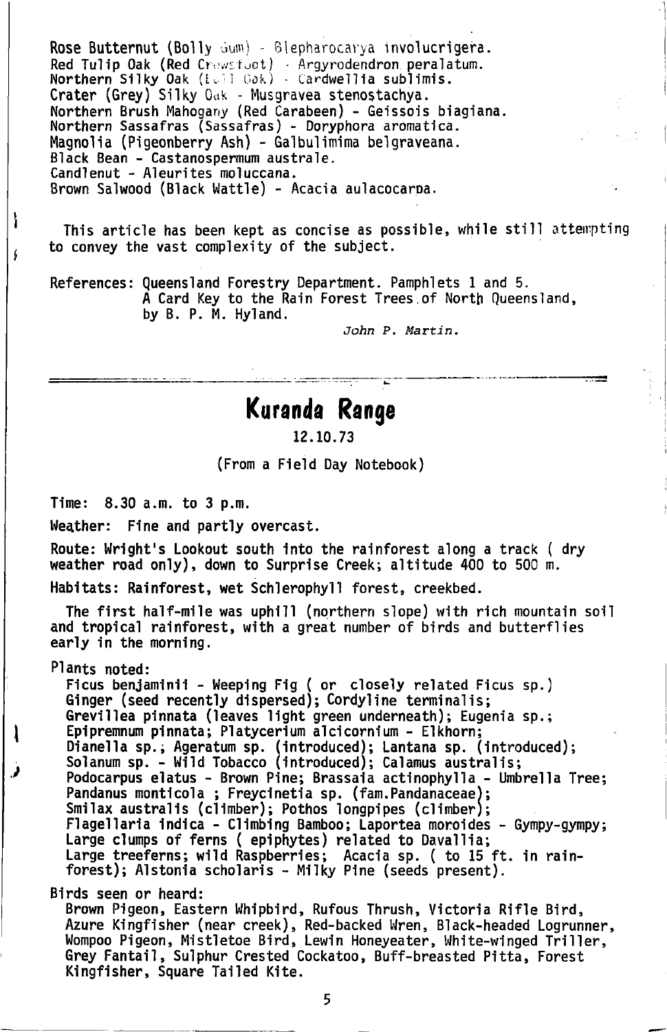Rose Butternut (Bolly Gum) - Blepharocarya involucrigera.
Red Tulip Oak (Red Crowsfoot) - Argyrodendron peralatum.
Northern Silky Oak (Bull Oak) - Cardwellia sublimis.
Crater (Grey) Silky Oak - Musgravea stenostachya.
Northern Brush Mahogany (Red Carabeen) - Geissois biagiana.
Northern Sassafras (Sassafras) - Doryphora aromatica.
Magnolia (Pigeonberry Ash) - Galbulimima belgraveana.
Black Bean - Castanospermum australe.
Candlenut - Aleurites moluccana.
Brown Salwood (Black Wattle) - Acacia aulacocarpa.

This article has been kept as concise as possible, while still attempting to convey the vast complexity of the subject.

References: Queensland Forestry Department. Pamphlets 1 and 5.
A Card Key to the Rain Forest Trees of North Queensland, by B. P. M. Hyland.

*John P. Martin.*

---

# Kuranda Range

12.10.73

(From a Field Day Notebook)

**Time:** 8.30 a.m. to 3 p.m.

**Weather:** Fine and partly overcast.

**Route:** Wright's Lookout south into the rainforest along a track ( dry weather road only), down to Surprise Creek; altitude 400 to 500 m.

**Habitats:** Rainforest, wet Schlerophyll forest, creekbed.

The first half-mile was uphill (northern slope) with rich mountain soil and tropical rainforest, with a great number of birds and butterflies early in the morning.

Plants noted:

Ficus benjaminii - Weeping Fig ( or closely related Ficus sp.)
Ginger (seed recently dispersed); Cordyline terminalis;
Grevillea pinnata (leaves light green underneath); Eugenia sp.;
Epipremnum pinnata; Platycerium alcicornium - Elkhorn;
Dianella sp.; Ageratum sp. (introduced); Lantana sp. (introduced);
Solanum sp. - Wild Tobacco (introduced); Calamus australis;
Podocarpus elatus - Brown Pine; Brassaia actinophylla - Umbrella Tree;
Pandanus monticola ; Freycinetia sp. (fam.Pandanaceae);
Smilax australis (climber); Pothos longpipes (climber);
Flagellaria indica - Climbing Bamboo; Laportea moroides - Gympy-gympy;
Large clumps of ferns ( epiphytes) related to Davallia;
Large treeferns; wild Raspberries; Acacia sp. ( to 15 ft. in rainforest); Alstonia scholaris - Milky Pine (seeds present).

Birds seen or heard:

Brown Pigeon, Eastern Whipbird, Rufous Thrush, Victoria Rifle Bird, Azure Kingfisher (near creek), Red-backed Wren, Black-headed Logrunner, Wompoo Pigeon, Mistletoe Bird, Lewin Honeyeater, White-winged Triller, Grey Fantail, Sulphur Crested Cockatoo, Buff-breasted Pitta, Forest Kingfisher, Square Tailed Kite.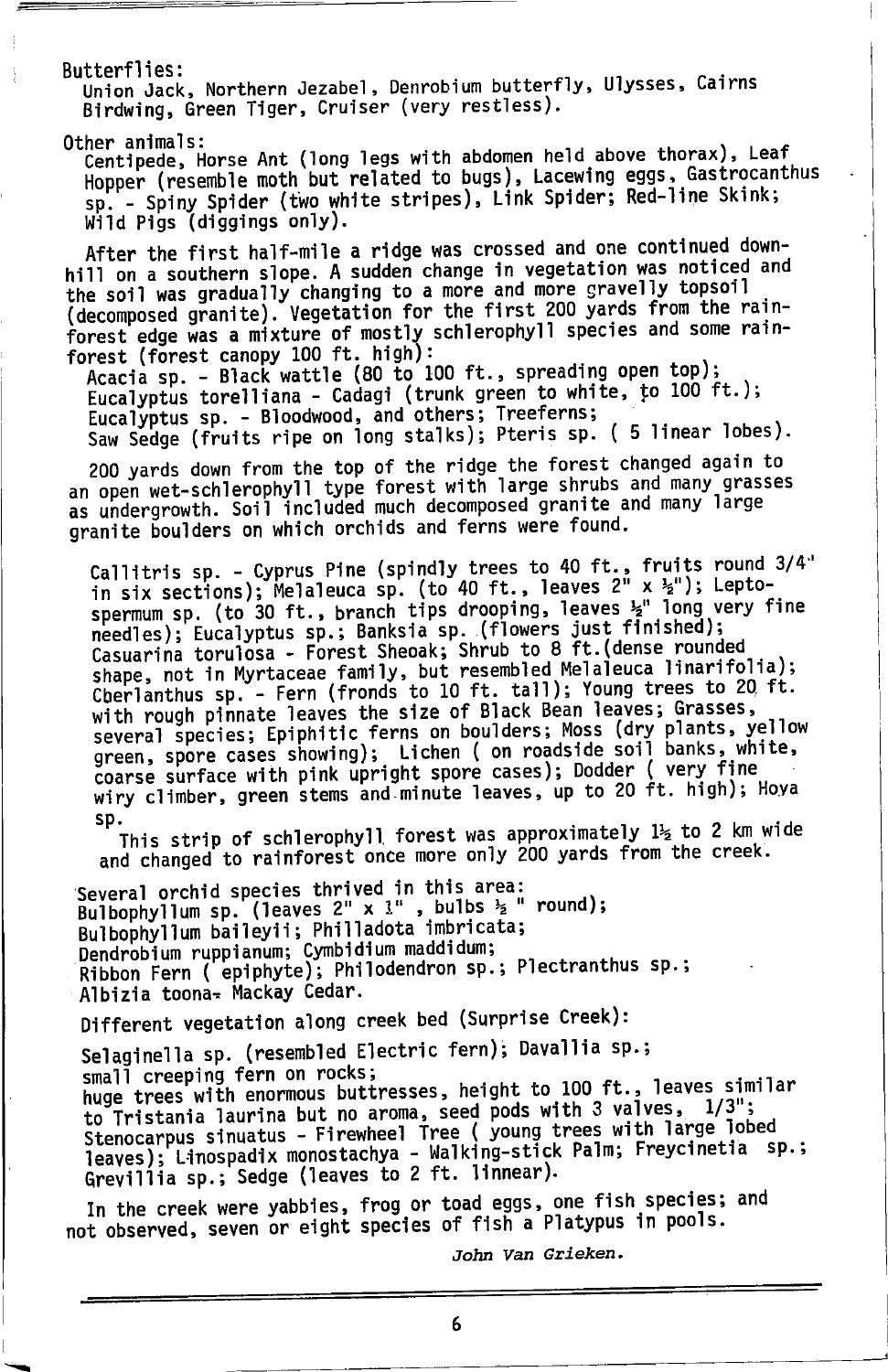Butterflies:

Union Jack, Northern Jezabel, Denrobium butterfly, Ulysses, Cairns Birdwing, Green Tiger, Cruiser (very restless).

Other animals:

Centipede, Horse Ant (long legs with abdomen held above thorax), Leaf Hopper (resemble moth but related to bugs), Lacewing eggs, Gastrocanthus sp. - Spiny Spider (two white stripes), Link Spider; Red-line Skink; Wild Pigs (diggings only).

After the first half-mile a ridge was crossed and one continued downhill on a southern slope. A sudden change in vegetation was noticed and the soil was gradually changing to a more and more gravelly topsoil (decomposed granite). Vegetation for the first 200 yards from the rainforest edge was a mixture of mostly schlerophyll species and some rainforest (forest canopy 100 ft. high):

Acacia sp. - Black wattle (80 to 100 ft., spreading open top); Eucalyptus torelliana - Cadagi (trunk green to white, to 100 ft.); Eucalyptus sp. - Bloodwood, and others; Treeferns; Saw Sedge (fruits ripe on long stalks); Pteris sp. ( 5 linear lobes).

200 yards down from the top of the ridge the forest changed again to an open wet-schlerophyll type forest with large shrubs and many grasses as undergrowth. Soil included much decomposed granite and many large granite boulders on which orchids and ferns were found.

Callitris sp. - Cyprus Pine (spindly trees to 40 ft., fruits round 3/4" in six sections); Melaleuca sp. (to 40 ft., leaves 2" x ½"); Leptospermum sp. (to 30 ft., branch tips drooping, leaves ½" long very fine needles); Eucalyptus sp.; Banksia sp. (flowers just finished); Casuarina torulosa - Forest Sheoak; Shrub to 8 ft.(dense rounded shape, not in Myrtaceae family, but resembled Melaleuca linarifolia); Cberlanthus sp. - Fern (fronds to 10 ft. tall); Young trees to 20 ft. with rough pinnate leaves the size of Black Bean leaves; Grasses, several species; Epiphitic ferns on boulders; Moss (dry plants, yellow green, spore cases showing); Lichen ( on roadside soil banks, white, coarse surface with pink upright spore cases); Dodder ( very fine wiry climber, green stems and minute leaves, up to 20 ft. high); Hoya sp.

This strip of schlerophyll forest was approximately 1½ to 2 km wide and changed to rainforest once more only 200 yards from the creek.

Several orchid species thrived in this area:
Bulbophyllum sp. (leaves 2" x 1" , bulbs ½ " round);
Bulbophyllum baileyii; Philladota imbricata;
Dendrobium ruppianum; Cymbidium maddidum;
Ribbon Fern ( epiphyte); Philodendron sp.; Plectranthus sp.;
Albizia toona- Mackay Cedar.

Different vegetation along creek bed (Surprise Creek):

Selaginella sp. (resembled Electric fern); Davallia sp.;
small creeping fern on rocks;
huge trees with enormous buttresses, height to 100 ft., leaves similar to Tristania laurina but no aroma, seed pods with 3 valves, 1/3";
Stenocarpus sinuatus - Firewheel Tree ( young trees with large lobed leaves); Linospadix monostachya - Walking-stick Palm; Freycinetia sp.;
Grevillia sp.; Sedge (leaves to 2 ft. linnear).

In the creek were yabbies, frog or toad eggs, one fish species; and not observed, seven or eight species of fish a Platypus in pools.

*John Van Grieken.*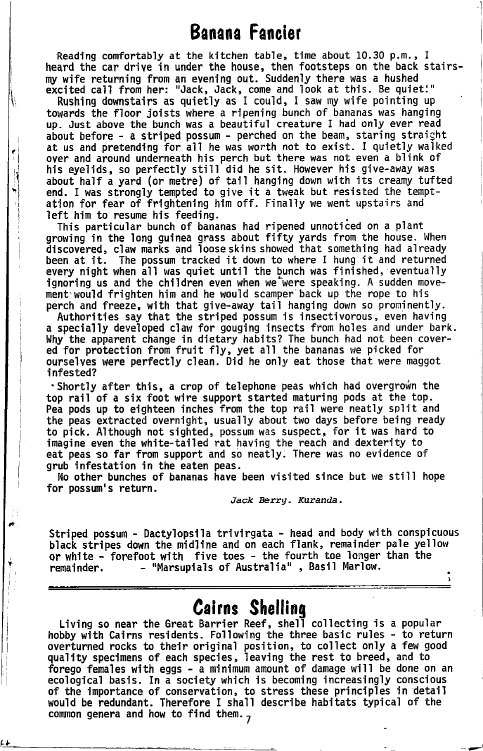# Banana Fancier

Reading comfortably at the kitchen table, time about 10.30 p.m., I heard the car drive in under the house, then footsteps on the back stairs-my wife returning from an evening out. Suddenly there was a hushed excited call from her: "Jack, Jack, come and look at this. Be quiet!"

Rushing downstairs as quietly as I could, I saw my wife pointing up towards the floor joists where a ripening bunch of bananas was hanging up. Just above the bunch was a beautiful creature I had only ever read about before - a striped possum - perched on the beam, staring straight at us and pretending for all he was worth not to exist. I quietly walked over and around underneath his perch but there was not even a blink of his eyelids, so perfectly still did he sit. However his give-away was about half a yard (or metre) of tail hanging down with its creamy tufted end. I was strongly tempted to give it a tweak but resisted the temptation for fear of frightening him off. Finally we went upstairs and left him to resume his feeding.

This particular bunch of bananas had ripened unnoticed on a plant growing in the long guinea grass about fifty yards from the house. When discovered, claw marks and loose skins showed that something had already been at it. The possum tracked it down to where I hung it and returned every night when all was quiet until the bunch was finished, eventually ignoring us and the children even when we were speaking. A sudden movement would frighten him and he would scamper back up the rope to his perch and freeze, with that give-away tail hanging down so prominently.

Authorities say that the striped possum is insectivorous, even having a specially developed claw for gouging insects from holes and under bark. Why the apparent change in dietary habits? The bunch had not been covered for protection from fruit fly, yet all the bananas we picked for ourselves were perfectly clean. Did he only eat those that were maggot infested?

Shortly after this, a crop of telephone peas which had overgrown the top rail of a six foot wire support started maturing pods at the top. Pea pods up to eighteen inches from the top rail were neatly split and the peas extracted overnight, usually about two days before being ready to pick. Although not sighted, possum was suspect, for it was hard to imagine even the white-tailed rat having the reach and dexterity to eat peas so far from support and so neatly. There was no evidence of grub infestation in the eaten peas.

No other bunches of bananas have been visited since but we still hope for possum's return.

*Jack Berry. Kuranda.*

Striped possum - Dactylopsila trivirgata - head and body with conspicuous black stripes down the midline and on each flank, remainder pale yellow or white - forefoot with five toes - the fourth toe longer than the remainder. - "Marsupials of Australia" , Basil Marlow.

---

# Cairns Shelling

Living so near the Great Barrier Reef, shell collecting is a popular hobby with Cairns residents. Following the three basic rules - to return overturned rocks to their original position, to collect only a few good quality specimens of each species, leaving the rest to breed, and to forego females with eggs - a minimum amount of damage will be done on an ecological basis. In a society which is becoming increasingly conscious of the importance of conservation, to stress these principles in detail would be redundant. Therefore I shall describe habitats typical of the common genera and how to find them.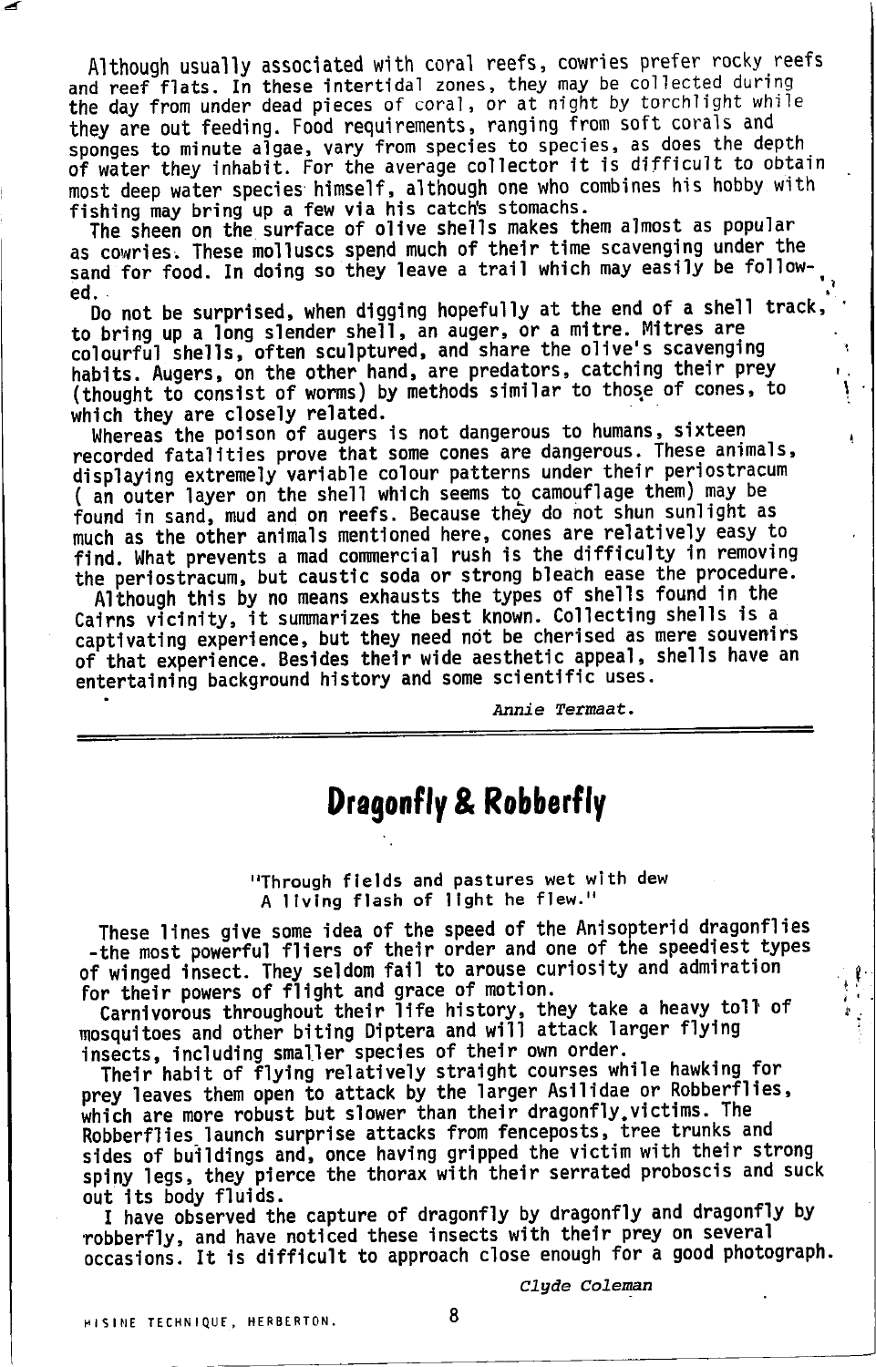Although usually associated with coral reefs, cowries prefer rocky reefs and reef flats. In these intertidal zones, they may be collected during the day from under dead pieces of coral, or at night by torchlight while they are out feeding. Food requirements, ranging from soft corals and sponges to minute algae, vary from species to species, as does the depth of water they inhabit. For the average collector it is difficult to obtain most deep water species himself, although one who combines his hobby with fishing may bring up a few via his catch's stomachs.

The sheen on the surface of olive shells makes them almost as popular as cowries. These molluscs spend much of their time scavenging under the sand for food. In doing so they leave a trail which may easily be followed.

Do not be surprised, when digging hopefully at the end of a shell track, to bring up a long slender shell, an auger, or a mitre. Mitres are colourful shells, often sculptured, and share the olive's scavenging habits. Augers, on the other hand, are predators, catching their prey (thought to consist of worms) by methods similar to those of cones, to which they are closely related.

Whereas the poison of augers is not dangerous to humans, sixteen recorded fatalities prove that some cones are dangerous. These animals, displaying extremely variable colour patterns under their periostracum ( an outer layer on the shell which seems to camouflage them) may be found in sand, mud and on reefs. Because they do not shun sunlight as much as the other animals mentioned here, cones are relatively easy to find. What prevents a mad commercial rush is the difficulty in removing the periostracum, but caustic soda or strong bleach ease the procedure.

Although this by no means exhausts the types of shells found in the Cairns vicinity, it summarizes the best known. Collecting shells is a captivating experience, but they need not be cherised as mere souvenirs of that experience. Besides their wide aesthetic appeal, shells have an entertaining background history and some scientific uses.

*Annie Termaat.*

---

# Dragonfly & Robberfly

"Through fields and pastures wet with dew
A living flash of light he flew."

These lines give some idea of the speed of the Anisopterid dragonflies -the most powerful fliers of their order and one of the speediest types of winged insect. They seldom fail to arouse curiosity and admiration for their powers of flight and grace of motion.

Carnivorous throughout their life history, they take a heavy toll of mosquitoes and other biting Diptera and will attack larger flying insects, including smaller species of their own order.

Their habit of flying relatively straight courses while hawking for prey leaves them open to attack by the larger Asilidae or Robberflies, which are more robust but slower than their dragonfly victims. The Robberflies launch surprise attacks from fenceposts, tree trunks and sides of buildings and, once having gripped the victim with their strong spiny legs, they pierce the thorax with their serrated proboscis and suck out its body fluids.

I have observed the capture of dragonfly by dragonfly and dragonfly by robberfly, and have noticed these insects with their prey on several occasions. It is difficult to approach close enough for a good photograph.

*Clyde Coleman*